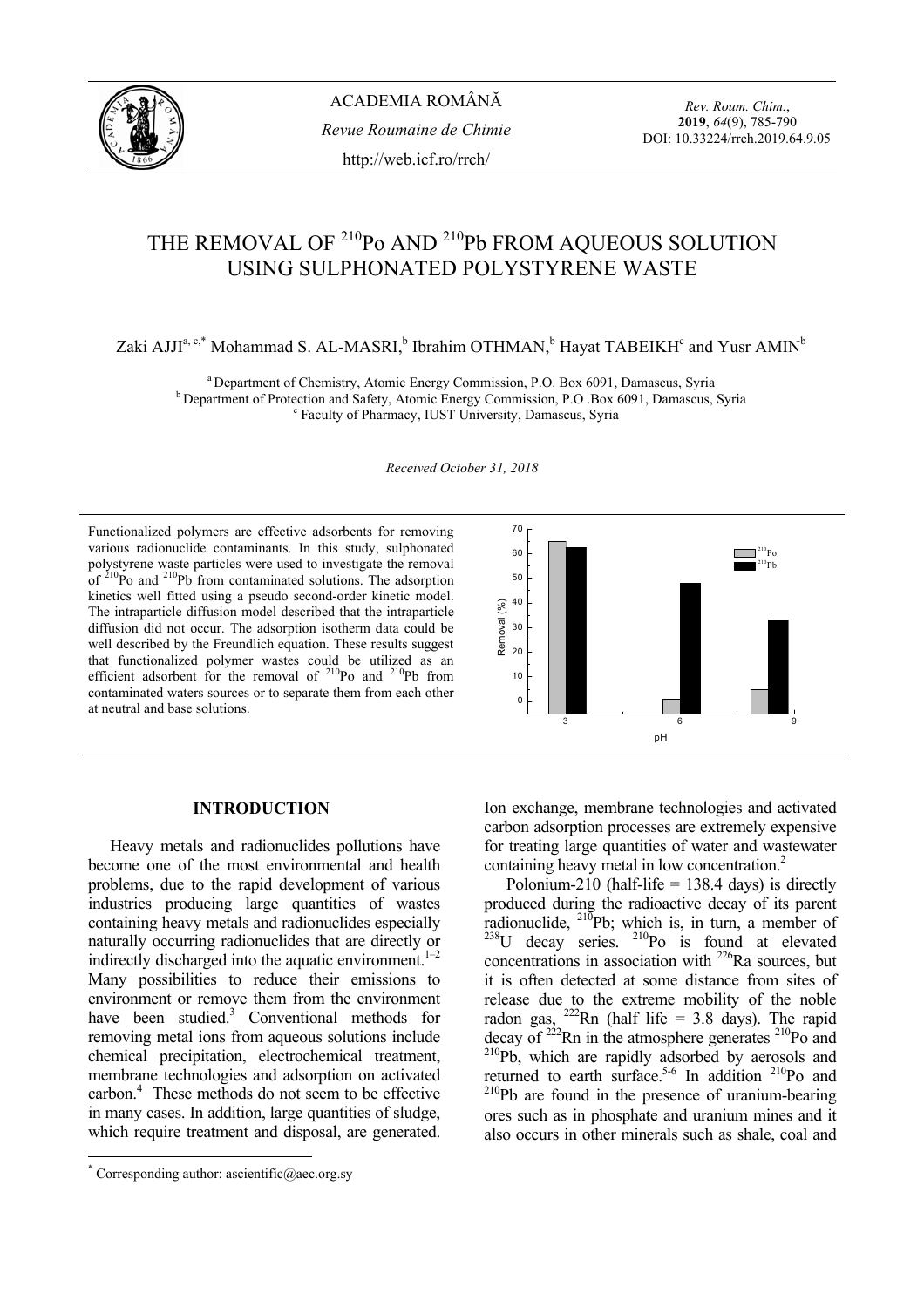# THE REMOVAL OF $^{210}$Po AND $^{210}$Pb FROM AQUEOUS SOLUTION USING SULPHONATED POLYSTYRENE WASTE

Zaki AJJI[a, c,*] Mohammad S. AL-MASRI,[b] Ibrahim OTHMAN,[b] Hayat TABEIKH[c] and Yusr AMIN[b]

[a] Department of Chemistry, Atomic Energy Commission, P.O. Box 6091, Damascus, Syria
[b] Department of Protection and Safety, Atomic Energy Commission, P.O .Box 6091, Damascus, Syria
[c] Faculty of Pharmacy, IUST University, Damascus, Syria

*Received October 31, 2018*

Functionalized polymers are effective adsorbents for removing various radionuclide contaminants. In this study, sulphonated polystyrene waste particles were used to investigate the removal of $^{210}$Po and $^{210}$Pb from contaminated solutions. The adsorption kinetics well fitted using a pseudo second-order kinetic model. The intraparticle diffusion model described that the intraparticle diffusion did not occur. The adsorption isotherm data could be well described by the Freundlich equation. These results suggest that functionalized polymer wastes could be utilized as an efficient adsorbent for the removal of $^{210}$Po and $^{210}$Pb from contaminated waters sources or to separate them from each other at neutral and base solutions.

## INTRODUCTION

Heavy metals and radionuclides pollutions have become one of the most environmental and health problems, due to the rapid development of various industries producing large quantities of wastes containing heavy metals and radionuclides especially naturally occurring radionuclides that are directly or indirectly discharged into the aquatic environment.[1–2] Many possibilities to reduce their emissions to environment or remove them from the environment have been studied.[3] Conventional methods for removing metal ions from aqueous solutions include chemical precipitation, electrochemical treatment, membrane technologies and adsorption on activated carbon.[4] These methods do not seem to be effective in many cases. In addition, large quantities of sludge, which require treatment and disposal, are generated. Ion exchange, membrane technologies and activated carbon adsorption processes are extremely expensive for treating large quantities of water and wastewater containing heavy metal in low concentration.[2]

Polonium-210 (half-life = 138.4 days) is directly produced during the radioactive decay of its parent radionuclide, $^{210}$Pb; which is, in turn, a member of $^{238}$U decay series. $^{210}$Po is found at elevated concentrations in association with $^{226}$Ra sources, but it is often detected at some distance from sites of release due to the extreme mobility of the noble radon gas, $^{222}$Rn (half life = 3.8 days). The rapid decay of $^{222}$Rn in the atmosphere generates $^{210}$Po and $^{210}$Pb, which are rapidly adsorbed by aerosols and returned to earth surface.[5-6] In addition $^{210}$Po and $^{210}$Pb are found in the presence of uranium-bearing ores such as in phosphate and uranium mines and it also occurs in other minerals such as shale, coal and

* Corresponding author: ascientific@aec.org.sy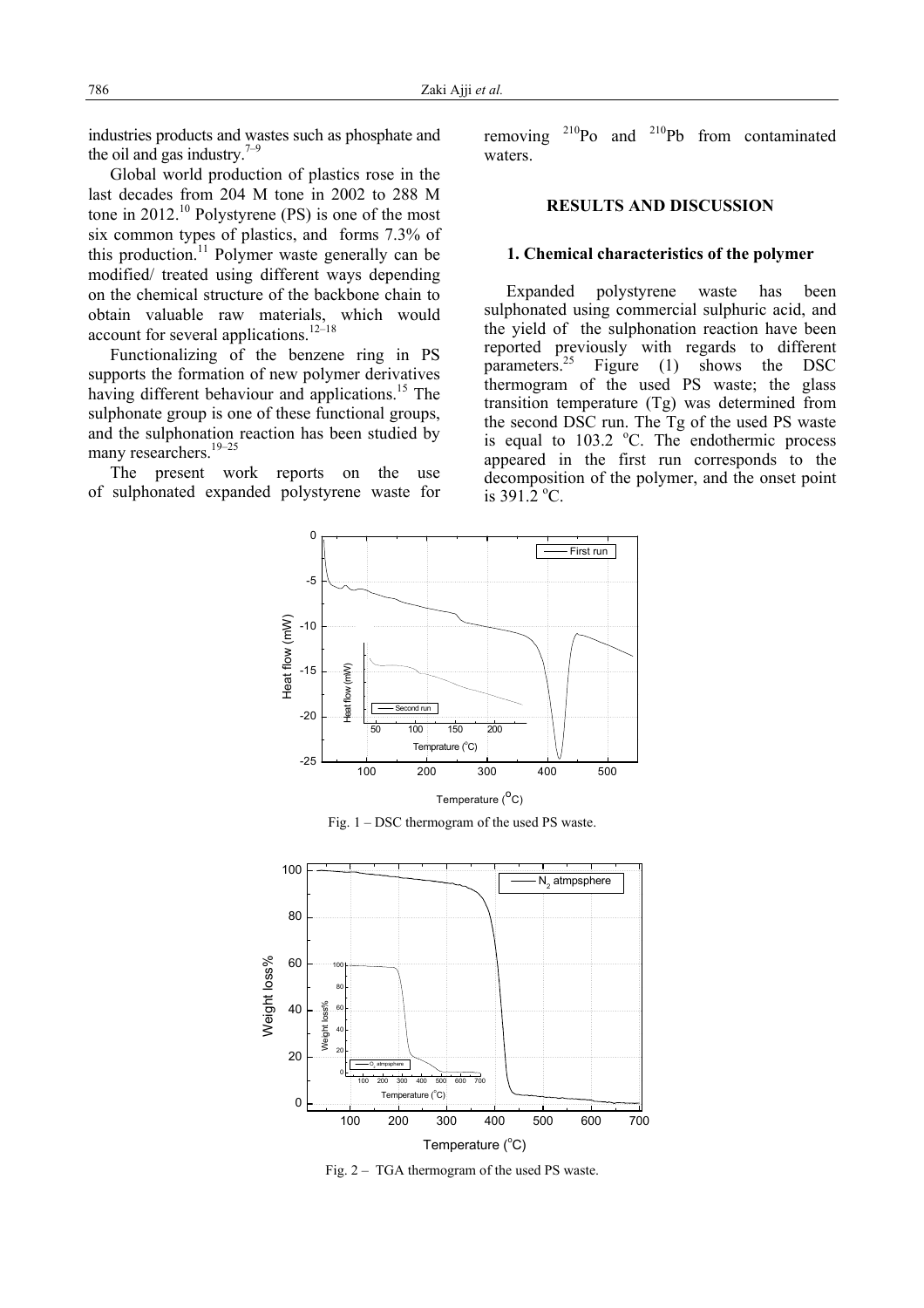industries products and wastes such as phosphate and the oil and gas industry.[7–9]

Global world production of plastics rose in the last decades from 204 M tone in 2002 to 288 M tone in 2012.[10] Polystyrene (PS) is one of the most six common types of plastics, and forms 7.3% of this production.[11] Polymer waste generally can be modified/ treated using different ways depending on the chemical structure of the backbone chain to obtain valuable raw materials, which would account for several applications.[12–18]

Functionalizing of the benzene ring in PS supports the formation of new polymer derivatives having different behaviour and applications.[15] The sulphonate group is one of these functional groups, and the sulphonation reaction has been studied by many researchers.[19–25]

The present work reports on the use of sulphonated expanded polystyrene waste for removing $^{210}$Po and $^{210}$Pb from contaminated waters.

## RESULTS AND DISCUSSION

### 1. Chemical characteristics of the polymer

Expanded polystyrene waste has been sulphonated using commercial sulphuric acid, and the yield of the sulphonation reaction have been reported previously with regards to different parameters.[25] Figure (1) shows the DSC thermogram of the used PS waste; the glass transition temperature (Tg) was determined from the second DSC run. The Tg of the used PS waste is equal to 103.2 °C. The endothermic process appeared in the first run corresponds to the decomposition of the polymer, and the onset point is 391.2 °C.

Fig. 1 – DSC thermogram of the used PS waste.

Fig. 2 – TGA thermogram of the used PS waste.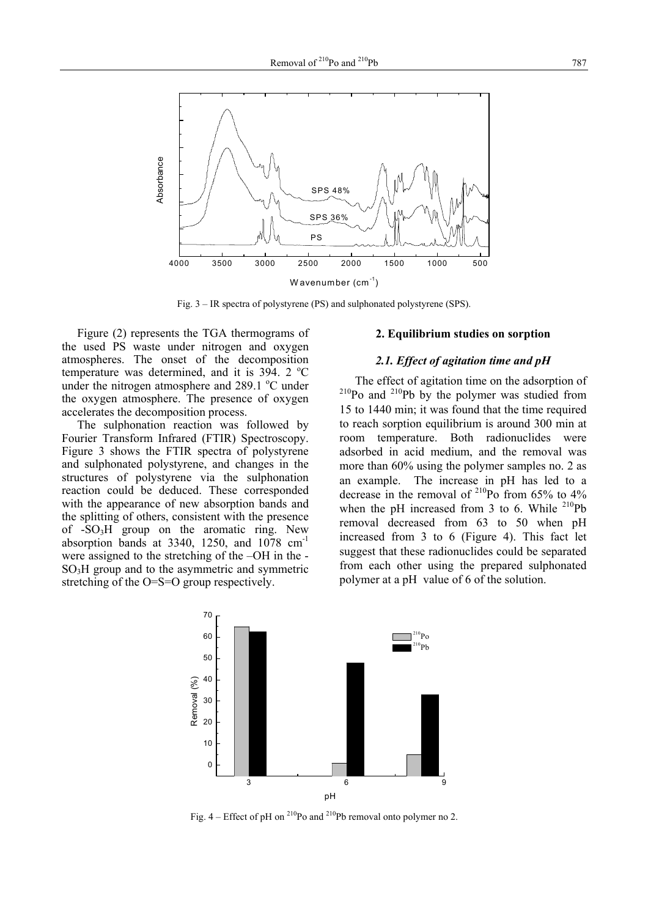Fig. 3 – IR spectra of polystyrene (PS) and sulphonated polystyrene (SPS).

Figure (2) represents the TGA thermograms of the used PS waste under nitrogen and oxygen atmospheres. The onset of the decomposition temperature was determined, and it is 394. 2 °C under the nitrogen atmosphere and 289.1 °C under the oxygen atmosphere. The presence of oxygen accelerates the decomposition process.

The sulphonation reaction was followed by Fourier Transform Infrared (FTIR) Spectroscopy. Figure 3 shows the FTIR spectra of polystyrene and sulphonated polystyrene, and changes in the structures of polystyrene via the sulphonation reaction could be deduced. These corresponded with the appearance of new absorption bands and the splitting of others, consistent with the presence of $-SO_3H$ group on the aromatic ring. New absorption bands at 3340, 1250, and 1078 $cm^{-1}$ were assigned to the stretching of the –OH in the $-SO_3H$ group and to the asymmetric and symmetric stretching of the O=S=O group respectively.

## 2. Equilibrium studies on sorption

### *2.1. Effect of agitation time and pH*

The effect of agitation time on the adsorption of $^{210}Po$ and $^{210}Pb$ by the polymer was studied from 15 to 1440 min; it was found that the time required to reach sorption equilibrium is around 300 min at room temperature. Both radionuclides were adsorbed in acid medium, and the removal was more than 60% using the polymer samples no. 2 as an example. The increase in pH has led to a decrease in the removal of $^{210}Po$ from 65% to 4% when the pH increased from 3 to 6. While $^{210}Pb$ removal decreased from 63 to 50 when pH increased from 3 to 6 (Figure 4). This fact let suggest that these radionuclides could be separated from each other using the prepared sulphonated polymer at a pH value of 6 of the solution.

Fig. 4 – Effect of pH on $^{210}Po$ and $^{210}Pb$ removal onto polymer no 2.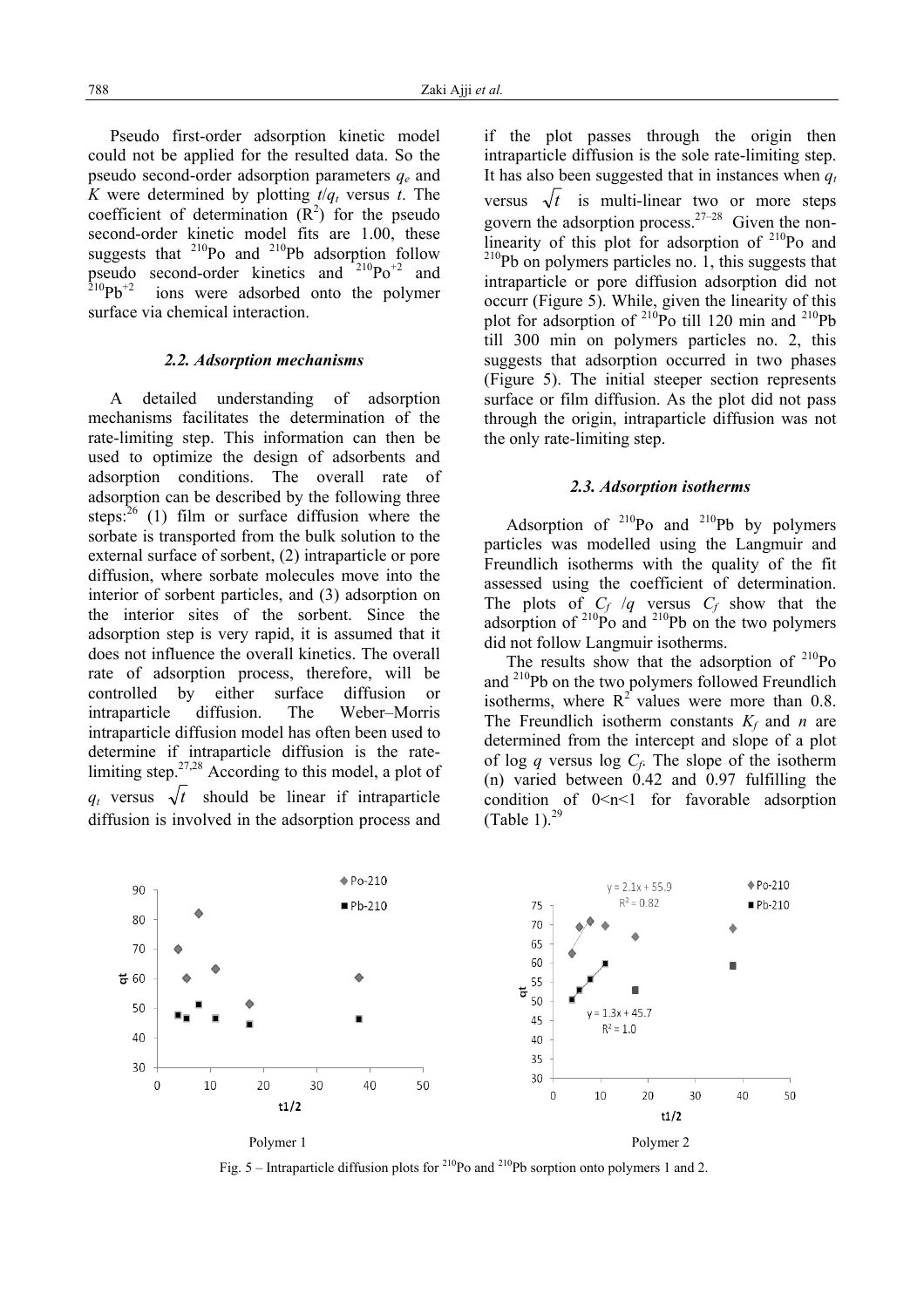Pseudo first-order adsorption kinetic model could not be applied for the resulted data. So the pseudo second-order adsorption parameters $q_e$ and $K$ were determined by plotting $t/q_t$ versus $t$. The coefficient of determination ($R^2$) for the pseudo second-order kinetic model fits are 1.00, these suggests that $^{210}$Po and $^{210}$Pb adsorption follow pseudo second-order kinetics and $^{210}Po^{+2}$ and $^{210}Pb^{+2}$ ions were adsorbed onto the polymer surface via chemical interaction.

### 2.2. Adsorption mechanisms

A detailed understanding of adsorption mechanisms facilitates the determination of the rate-limiting step. This information can then be used to optimize the design of adsorbents and adsorption conditions. The overall rate of adsorption can be described by the following three steps:[26] (1) film or surface diffusion where the sorbate is transported from the bulk solution to the external surface of sorbent, (2) intraparticle or pore diffusion, where sorbate molecules move into the interior of sorbent particles, and (3) adsorption on the interior sites of the sorbent. Since the adsorption step is very rapid, it is assumed that it does not influence the overall kinetics. The overall rate of adsorption process, therefore, will be controlled by either surface diffusion or intraparticle diffusion. The Weber–Morris intraparticle diffusion model has often been used to determine if intraparticle diffusion is the rate-limiting step.[27,28] According to this model, a plot of $q_t$ versus $\sqrt{t}$ should be linear if intraparticle diffusion is involved in the adsorption process and if the plot passes through the origin then intraparticle diffusion is the sole rate-limiting step. It has also been suggested that in instances when $q_t$ versus $\sqrt{t}$ is multi-linear two or more steps govern the adsorption process.[27–28] Given the non-linearity of this plot for adsorption of $^{210}$Po and $^{210}$Pb on polymers particles no. 1, this suggests that intraparticle or pore diffusion adsorption did not occurr (Figure 5). While, given the linearity of this plot for adsorption of $^{210}$Po till 120 min and $^{210}$Pb till 300 min on polymers particles no. 2, this suggests that adsorption occurred in two phases (Figure 5). The initial steeper section represents surface or film diffusion. As the plot did not pass through the origin, intraparticle diffusion was not the only rate-limiting step.

### 2.3. Adsorption isotherms

Adsorption of $^{210}$Po and $^{210}$Pb by polymers particles was modelled using the Langmuir and Freundlich isotherms with the quality of the fit assessed using the coefficient of determination. The plots of $C_f/q$ versus $C_f$ show that the adsorption of $^{210}$Po and $^{210}$Pb on the two polymers did not follow Langmuir isotherms.

The results show that the adsorption of $^{210}$Po and $^{210}$Pb on the two polymers followed Freundlich isotherms, where $R^2$ values were more than 0.8. The Freundlich isotherm constants $K_f$ and $n$ are determined from the intercept and slope of a plot of log $q$ versus log $C_f$. The slope of the isotherm (n) varied between 0.42 and 0.97 fulfilling the condition of $0<n<1$ for favorable adsorption (Table 1).[29]

Polymer 1 Polymer 2

Fig. 5 – Intraparticle diffusion plots for $^{210}$Po and $^{210}$Pb sorption onto polymers 1 and 2.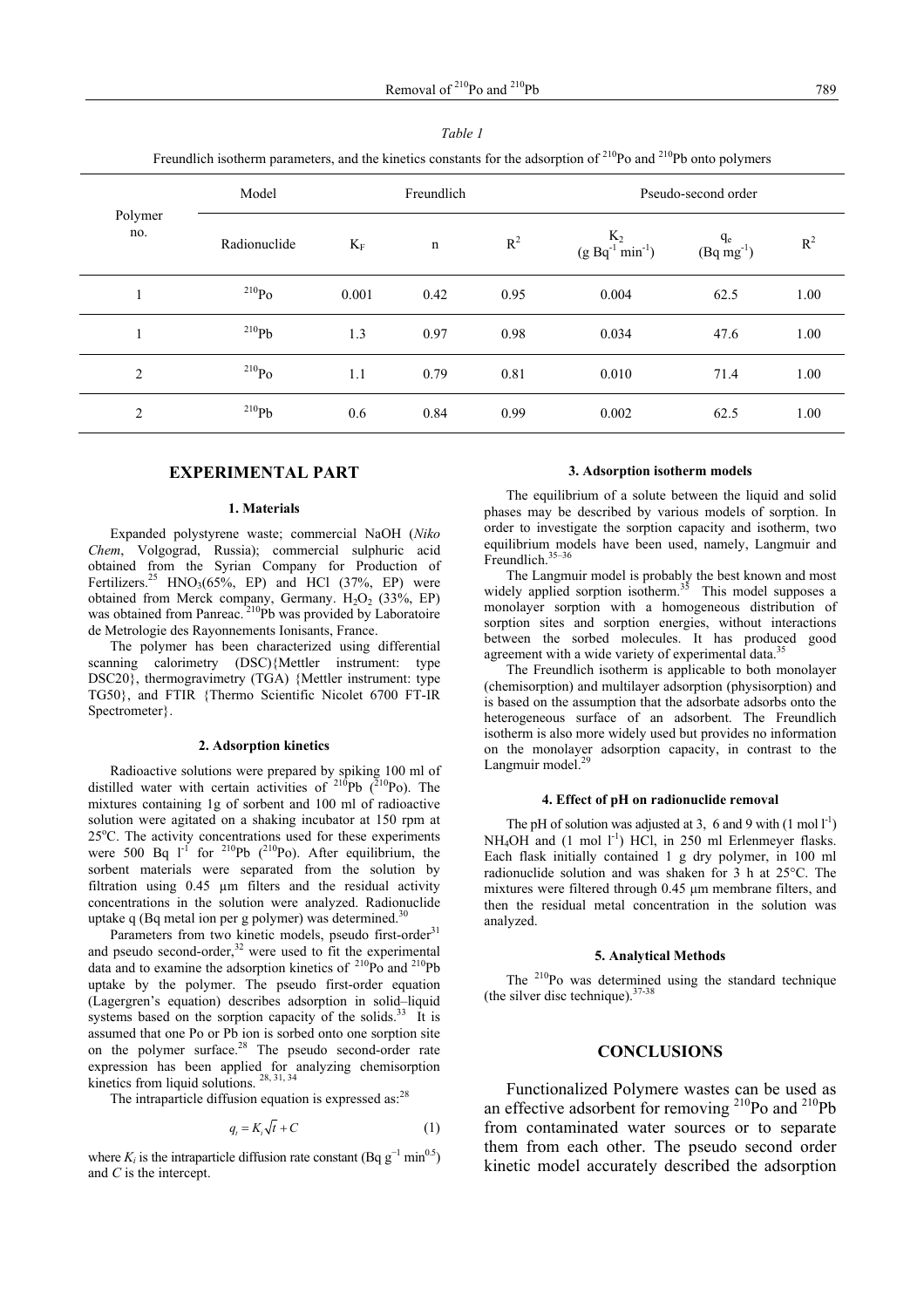*Table 1*

Freundlich isotherm parameters, and the kinetics constants for the adsorption of $^{210}Po$ and $^{210}Pb$ onto polymers

| Polymer no. | Model | Freundlich | | | Pseudo-second order | | |
|---|---|---|---|---|---|---|---|
| | Radionuclide | $K_F$ | n | $R^2$ | $K_2$ (g $Bq^{-1}$ $min^{-1}$) | $q_e$ (Bq $mg^{-1}$) | $R^2$ |
| 1 | $^{210}Po$ | 0.001 | 0.42 | 0.95 | 0.004 | 62.5 | 1.00 |
| 1 | $^{210}Pb$ | 1.3 | 0.97 | 0.98 | 0.034 | 47.6 | 1.00 |
| 2 | $^{210}Po$ | 1.1 | 0.79 | 0.81 | 0.010 | 71.4 | 1.00 |
| 2 | $^{210}Pb$ | 0.6 | 0.84 | 0.99 | 0.002 | 62.5 | 1.00 |

## EXPERIMENTAL PART

### 1. Materials

Expanded polystyrene waste; commercial NaOH (*Niko Chem*, Volgograd, Russia); commercial sulphuric acid obtained from the Syrian Company for Production of Fertilizers.[25] $HNO_3$(65%, EP) and HCl (37%, EP) were obtained from Merck company, Germany. $H_2O_2$ (33%, EP) was obtained from Panreac. $^{210}Pb$ was provided by Laboratoire de Metrologie des Rayonnements Ionisants, France.

The polymer has been characterized using differential scanning calorimetry (DSC){Mettler instrument: type DSC20}, thermogravimetry (TGA) {Mettler instrument: type TG50}, and FTIR {Thermo Scientific Nicolet 6700 FT-IR Spectrometer}.

### 2. Adsorption kinetics

Radioactive solutions were prepared by spiking 100 ml of distilled water with certain activities of $^{210}Pb$ ($^{210}Po$). The mixtures containing 1g of sorbent and 100 ml of radioactive solution were agitated on a shaking incubator at 150 rpm at 25°C. The activity concentrations used for these experiments were 500 Bq $l^{-1}$ for $^{210}Pb$ ($^{210}Po$). After equilibrium, the sorbent materials were separated from the solution by filtration using 0.45 µm filters and the residual activity concentrations in the solution were analyzed. Radionuclide uptake q (Bq metal ion per g polymer) was determined.[30]

Parameters from two kinetic models, pseudo first-order[31] and pseudo second-order,[32] were used to fit the experimental data and to examine the adsorption kinetics of $^{210}Po$ and $^{210}Pb$ uptake by the polymer. The pseudo first-order equation (Lagergren's equation) describes adsorption in solid–liquid systems based on the sorption capacity of the solids.[33] It is assumed that one Po or Pb ion is sorbed onto one sorption site on the polymer surface.[28] The pseudo second-order rate expression has been applied for analyzing chemisorption kinetics from liquid solutions.[28, 31, 34]

The intraparticle diffusion equation is expressed as:[28]

$$q_t = K_i\sqrt{t} + C \quad (1)$$

where $K_i$ is the intraparticle diffusion rate constant (Bq $g^{-1}$ $min^{0.5}$) and $C$ is the intercept.

### 3. Adsorption isotherm models

The equilibrium of a solute between the liquid and solid phases may be described by various models of sorption. In order to investigate the sorption capacity and isotherm, two equilibrium models have been used, namely, Langmuir and Freundlich.[35–36]

The Langmuir model is probably the best known and most widely applied sorption isotherm.[35] This model supposes a monolayer sorption with a homogeneous distribution of sorption sites and sorption energies, without interactions between the sorbed molecules. It has produced good agreement with a wide variety of experimental data.[35]

The Freundlich isotherm is applicable to both monolayer (chemisorption) and multilayer adsorption (physisorption) and is based on the assumption that the adsorbate adsorbs onto the heterogeneous surface of an adsorbent. The Freundlich isotherm is also more widely used but provides no information on the monolayer adsorption capacity, in contrast to the Langmuir model.[29]

### 4. Effect of pH on radionuclide removal

The pH of solution was adjusted at 3, 6 and 9 with (1 mol $l^{-1}$) $NH_4OH$ and (1 mol $l^{-1}$) HCl, in 250 ml Erlenmeyer flasks. Each flask initially contained 1 g dry polymer, in 100 ml radionuclide solution and was shaken for 3 h at 25°C. The mixtures were filtered through 0.45 µm membrane filters, and then the residual metal concentration in the solution was analyzed.

### 5. Analytical Methods

The $^{210}Po$ was determined using the standard technique (the silver disc technique).[37-38]

## CONCLUSIONS

Functionalized Polymere wastes can be used as an effective adsorbent for removing $^{210}Po$ and $^{210}Pb$ from contaminated water sources or to separate them from each other. The pseudo second order kinetic model accurately described the adsorption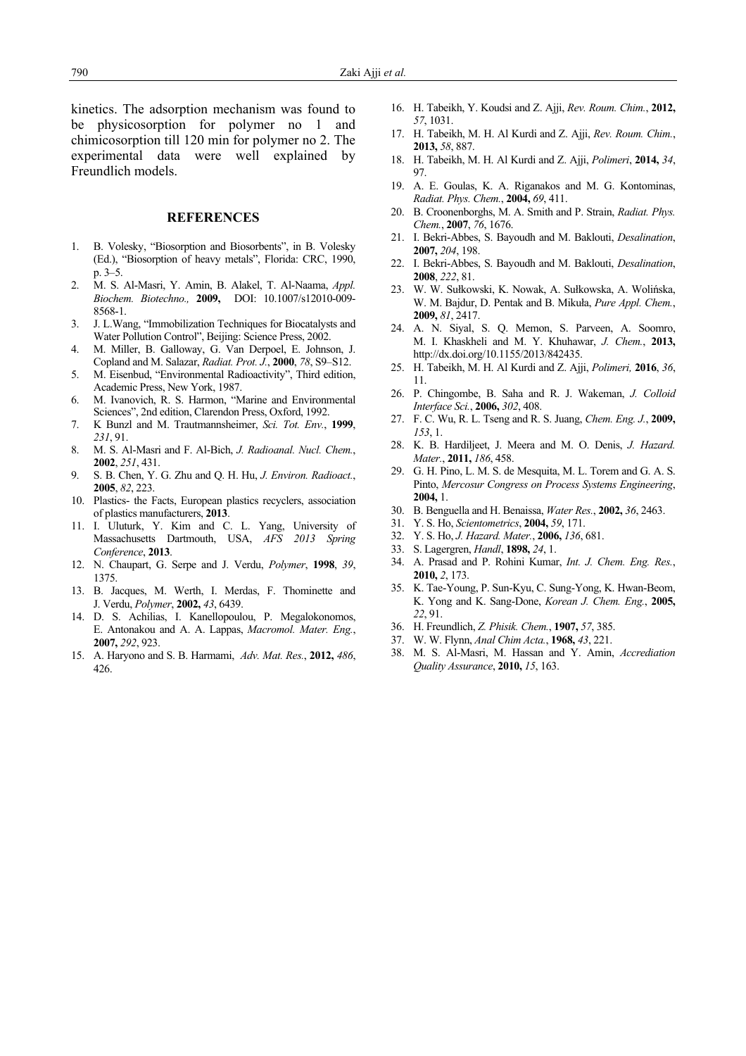kinetics. The adsorption mechanism was found to be physicosorption for polymer no 1 and chimicosorption till 120 min for polymer no 2. The experimental data were well explained by Freundlich models.

## REFERENCES

1. B. Volesky, "Biosorption and Biosorbents", in B. Volesky (Ed.), "Biosorption of heavy metals", Florida: CRC, 1990, p. 3–5.
2. M. S. Al-Masri, Y. Amin, B. Alakel, T. Al-Naama, *Appl. Biochem. Biotechno.,* **2009,** DOI: 10.1007/s12010-009-8568-1.
3. J. L.Wang, "Immobilization Techniques for Biocatalysts and Water Pollution Control", Beijing: Science Press, 2002.
4. M. Miller, B. Galloway, G. Van Derpoel, E. Johnson, J. Copland and M. Salazar, *Radiat. Prot. J.*, **2000**, *78*, S9–S12.
5. M. Eisenbud, "Environmental Radioactivity", Third edition, Academic Press, New York, 1987.
6. M. Ivanovich, R. S. Harmon, "Marine and Environmental Sciences", 2nd edition, Clarendon Press, Oxford, 1992.
7. K Bunzl and M. Trautmannsheimer, *Sci. Tot. Env.*, **1999**, *231*, 91.
8. M. S. Al-Masri and F. Al-Bich, *J. Radioanal. Nucl. Chem.*, **2002**, *251*, 431.
9. S. B. Chen, Y. G. Zhu and Q. H. Hu, *J. Environ. Radioact.*, **2005**, *82*, 223.
10. Plastics- the Facts, European plastics recyclers, association of plastics manufacturers, **2013**.
11. I. Uluturk, Y. Kim and C. L. Yang, University of Massachusetts Dartmouth, USA, *AFS 2013 Spring Conference*, **2013**.
12. N. Chaupart, G. Serpe and J. Verdu, *Polymer*, **1998**, *39*, 1375.
13. B. Jacques, M. Werth, I. Merdas, F. Thominette and J. Verdu, *Polymer*, **2002,** *43*, 6439.
14. D. S. Achilias, I. Kanellopoulou, P. Megalokonomos, E. Antonakou and A. A. Lappas, *Macromol. Mater. Eng.*, **2007,** *292*, 923.
15. A. Haryono and S. B. Harmami, *Adv. Mat. Res.*, **2012,** *486*, 426.
16. H. Tabeikh, Y. Koudsi and Z. Ajji, *Rev. Roum. Chim.*, **2012,** *57*, 1031.
17. H. Tabeikh, M. H. Al Kurdi and Z. Ajji, *Rev. Roum. Chim.*, **2013,** *58*, 887.
18. H. Tabeikh, M. H. Al Kurdi and Z. Ajji, *Polimeri*, **2014,** *34*, 97.
19. A. E. Goulas, K. A. Riganakos and M. G. Kontominas, *Radiat. Phys. Chem.*, **2004,** *69*, 411.
20. B. Croonenborghs, M. A. Smith and P. Strain, *Radiat. Phys. Chem.*, **2007**, *76*, 1676.
21. I. Bekri-Abbes, S. Bayoudh and M. Baklouti, *Desalination*, **2007,** *204*, 198.
22. I. Bekri-Abbes, S. Bayoudh and M. Baklouti, *Desalination*, **2008**, *222*, 81.
23. W. W. Sułkowski, K. Nowak, A. Sułkowska, A. Wolińska, W. M. Bajdur, D. Pentak and B. Mikuła, *Pure Appl. Chem.*, **2009,** *81*, 2417.
24. A. N. Siyal, S. Q. Memon, S. Parveen, A. Soomro, M. I. Khaskheli and M. Y. Khuhawar, *J. Chem.*, **2013,** http://dx.doi.org/10.1155/2013/842435.
25. H. Tabeikh, M. H. Al Kurdi and Z. Ajji, *Polimeri,* **2016**, *36*, 11.
26. P. Chingombe, B. Saha and R. J. Wakeman, *J. Colloid Interface Sci.*, **2006,** *302*, 408.
27. F. C. Wu, R. L. Tseng and R. S. Juang, *Chem. Eng. J.*, **2009,** *153*, 1.
28. K. B. Hardiljeet, J. Meera and M. O. Denis, *J. Hazard. Mater.*, **2011,** *186*, 458.
29. G. H. Pino, L. M. S. de Mesquita, M. L. Torem and G. A. S. Pinto, *Mercosur Congress on Process Systems Engineering*, **2004,** 1.
30. B. Benguella and H. Benaissa, *Water Res.*, **2002,** *36*, 2463.
31. Y. S. Ho, *Scientometrics*, **2004,** *59*, 171.
32. Y. S. Ho, *J. Hazard. Mater.*, **2006,** *136*, 681.
33. S. Lagergren, *Handl*, **1898,** *24*, 1.
34. A. Prasad and P. Rohini Kumar, *Int. J. Chem. Eng. Res.*, **2010,** *2*, 173.
35. K. Tae-Young, P. Sun-Kyu, C. Sung-Yong, K. Hwan-Beom, K. Yong and K. Sang-Done, *Korean J. Chem. Eng.*, **2005,** *22*, 91.
36. H. Freundlich, *Z. Phisik. Chem.*, **1907,** *57*, 385.
37. W. W. Flynn, *Anal Chim Acta.*, **1968,** *43*, 221.
38. M. S. Al-Masri, M. Hassan and Y. Amin, *Accrediation Quality Assurance*, **2010,** *15*, 163.